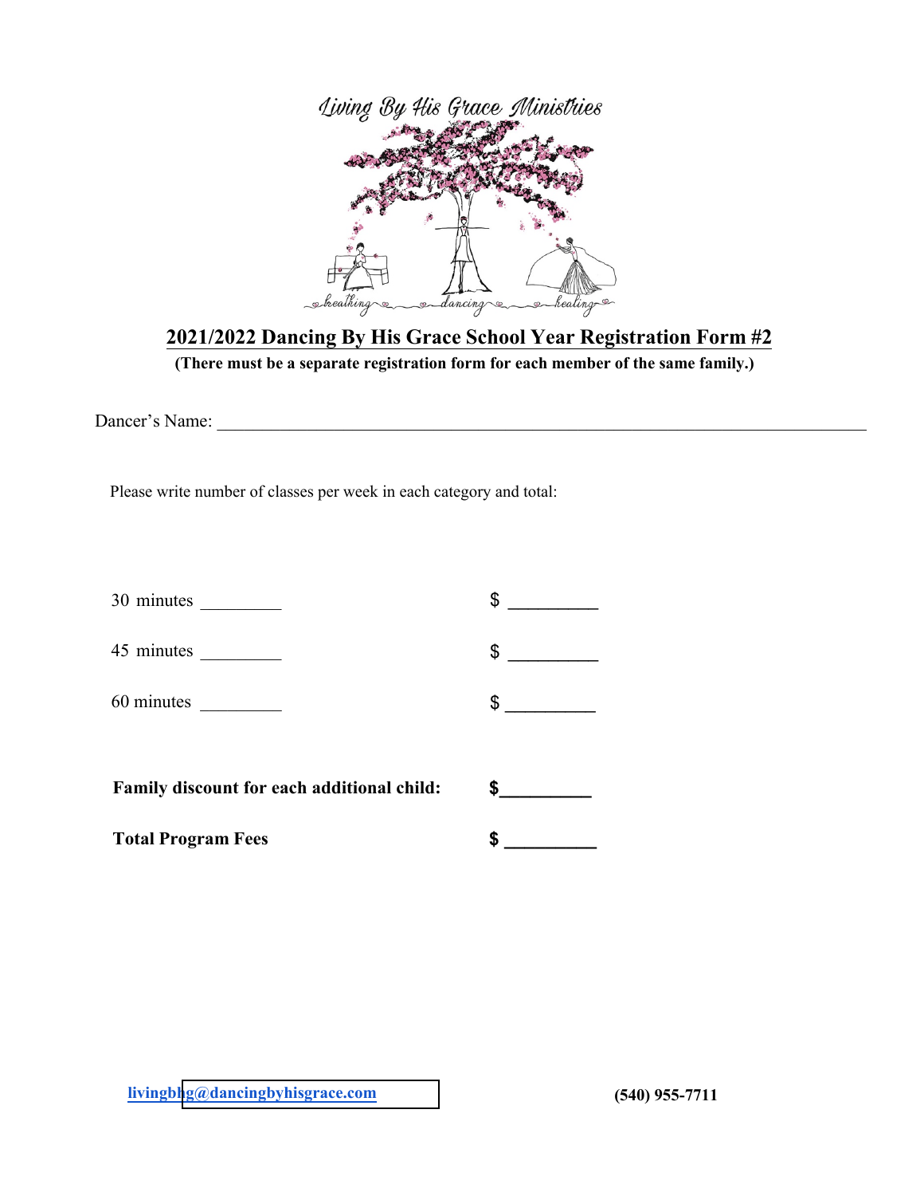Living By His Grace Ministries

breathing ~ dancing ~ healing

## 2021/2022 Dancing By His Grace School Year Registration Form #2

**(There must be a separate registration form for each member of the same family.)**

Dancer's Name: ______________________________________________

Please write number of classes per week in each category and total:

30 minutes _________ $ _________

45 minutes _________ $ _________

60 minutes _________ $ _________

**Family discount for each additional child:** **$_________**

**Total Program Fees** **$ _________**

**livingbhg@dancingbyhisgrace.com** **(540) 955-7711**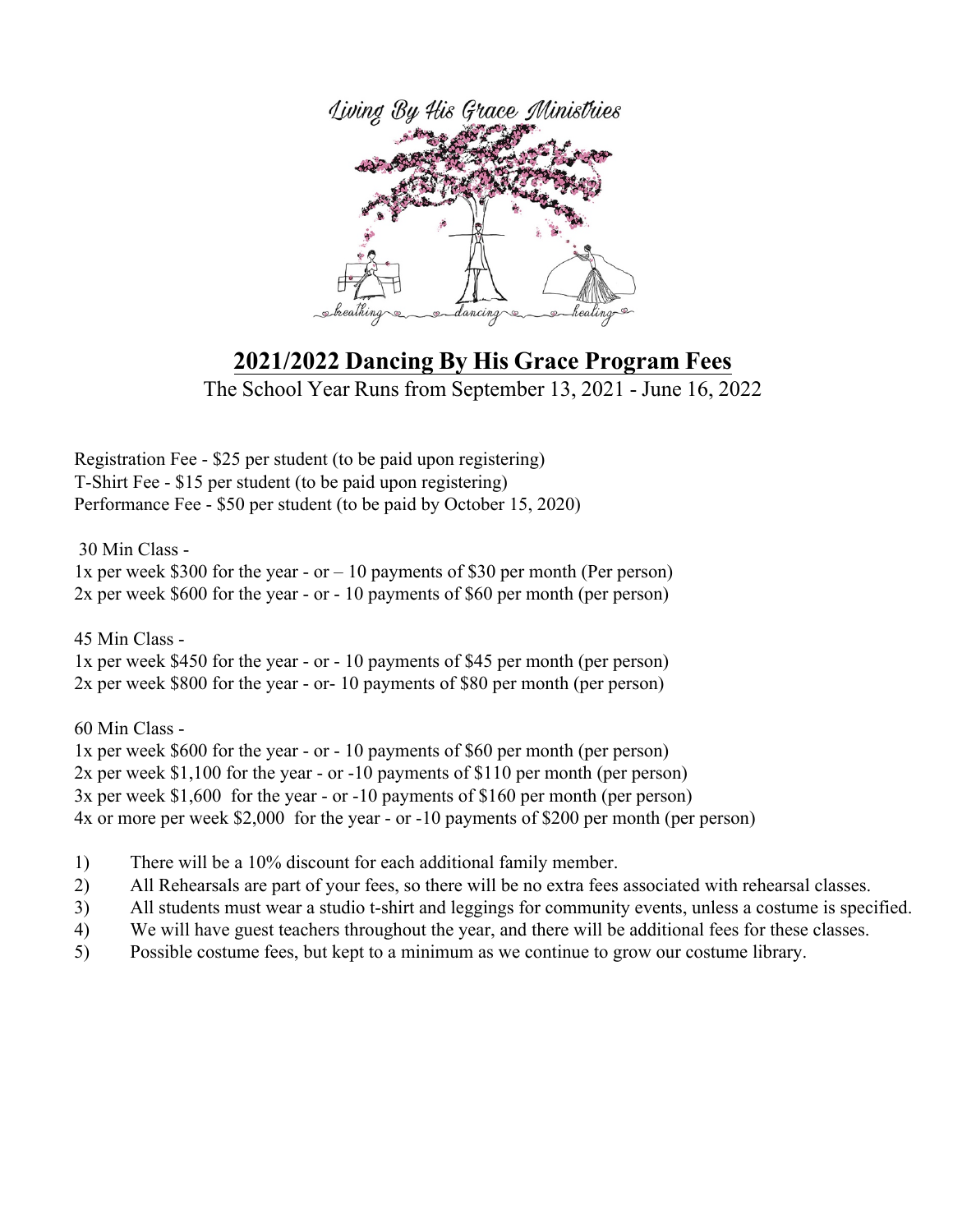Living By His Grace Ministries

breathing — dancing — healing

## 2021/2022 Dancing By His Grace Program Fees

The School Year Runs from September 13, 2021 - June 16, 2022

Registration Fee - $25 per student (to be paid upon registering)
T-Shirt Fee - $15 per student (to be paid upon registering)
Performance Fee - $50 per student (to be paid by October 15, 2020)

30 Min Class -
1x per week $300 for the year - or – 10 payments of $30 per month (Per person)
2x per week $600 for the year - or - 10 payments of $60 per month (per person)

45 Min Class -
1x per week $450 for the year - or - 10 payments of $45 per month (per person)
2x per week $800 for the year - or- 10 payments of $80 per month (per person)

60 Min Class -
1x per week $600 for the year - or - 10 payments of $60 per month (per person)
2x per week $1,100 for the year - or -10 payments of $110 per month (per person)
3x per week $1,600 for the year - or -10 payments of $160 per month (per person)
4x or more per week $2,000 for the year - or -10 payments of $200 per month (per person)

1) There will be a 10% discount for each additional family member.
2) All Rehearsals are part of your fees, so there will be no extra fees associated with rehearsal classes.
3) All students must wear a studio t-shirt and leggings for community events, unless a costume is specified.
4) We will have guest teachers throughout the year, and there will be additional fees for these classes.
5) Possible costume fees, but kept to a minimum as we continue to grow our costume library.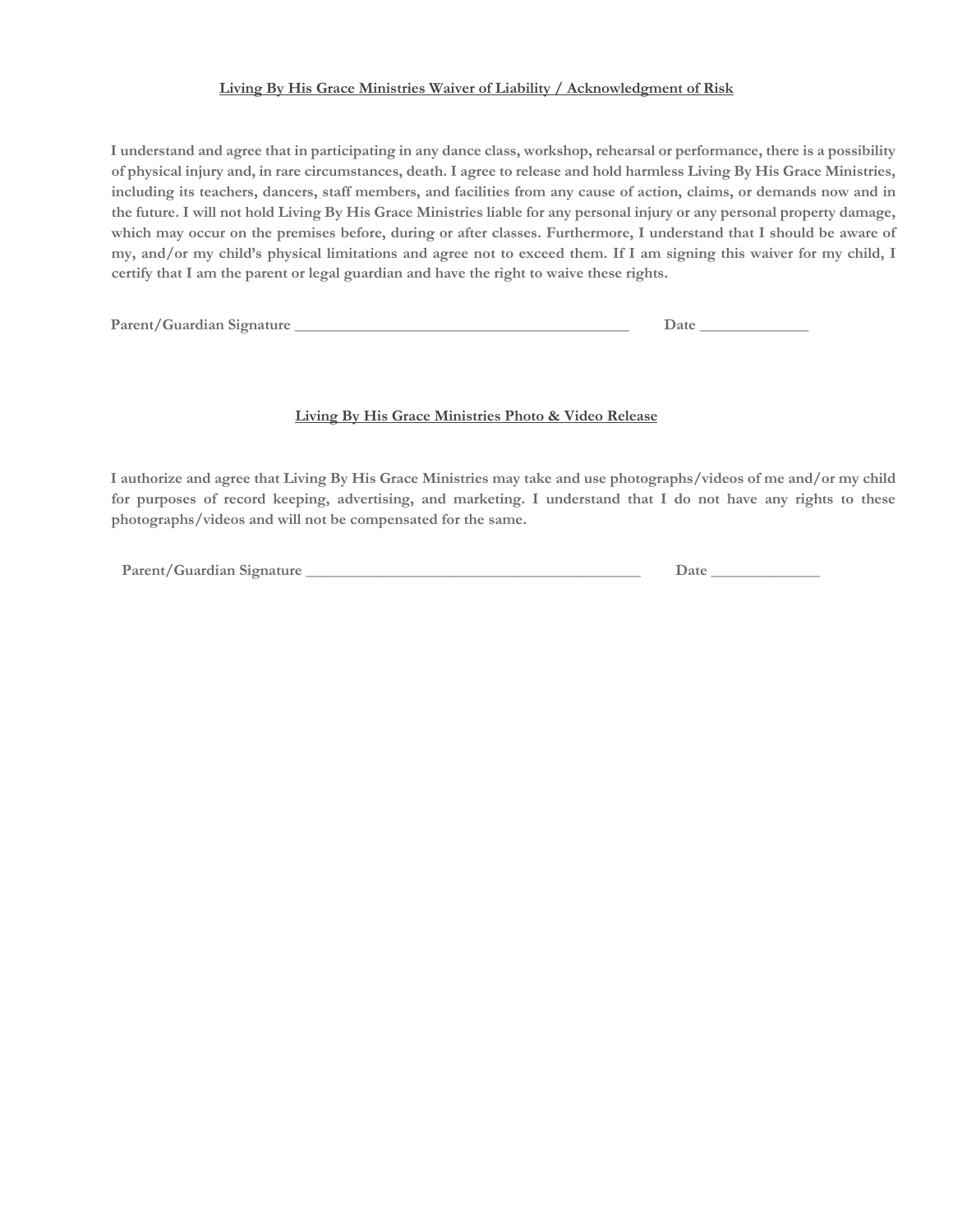**Living By His Grace Ministries Waiver of Liability / Acknowledgment of Risk**

**I understand and agree that in participating in any dance class, workshop, rehearsal or performance, there is a possibility of physical injury and, in rare circumstances, death. I agree to release and hold harmless Living By His Grace Ministries, including its teachers, dancers, staff members, and facilities from any cause of action, claims, or demands now and in the future. I will not hold Living By His Grace Ministries liable for any personal injury or any personal property damage, which may occur on the premises before, during or after classes. Furthermore, I understand that I should be aware of my, and/or my child's physical limitations and agree not to exceed them. If I am signing this waiver for my child, I certify that I am the parent or legal guardian and have the right to waive these rights.**

**Parent/Guardian Signature ___________________________________________ Date ______________**

**Living By His Grace Ministries Photo & Video Release**

**I authorize and agree that Living By His Grace Ministries may take and use photographs/videos of me and/or my child for purposes of record keeping, advertising, and marketing. I understand that I do not have any rights to these photographs/videos and will not be compensated for the same.**

**Parent/Guardian Signature ___________________________________________ Date ______________**